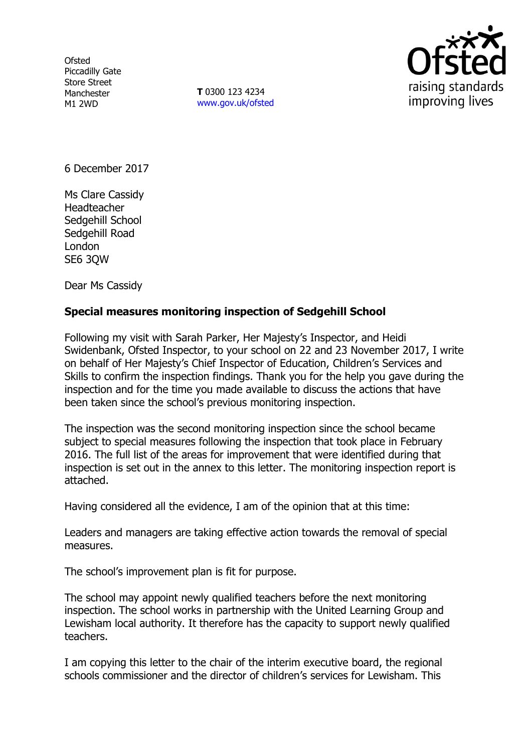Ofsted
Piccadilly Gate
Store Street
Manchester
M1 2WD

**T** 0300 123 4234
www.gov.uk/ofsted

Ofsted
raising standards
improving lives

6 December 2017

Ms Clare Cassidy
Headteacher
Sedgehill School
Sedgehill Road
London
SE6 3QW

Dear Ms Cassidy

**Special measures monitoring inspection of Sedgehill School**

Following my visit with Sarah Parker, Her Majesty's Inspector, and Heidi Swidenbank, Ofsted Inspector, to your school on 22 and 23 November 2017, I write on behalf of Her Majesty's Chief Inspector of Education, Children's Services and Skills to confirm the inspection findings. Thank you for the help you gave during the inspection and for the time you made available to discuss the actions that have been taken since the school's previous monitoring inspection.

The inspection was the second monitoring inspection since the school became subject to special measures following the inspection that took place in February 2016. The full list of the areas for improvement that were identified during that inspection is set out in the annex to this letter. The monitoring inspection report is attached.

Having considered all the evidence, I am of the opinion that at this time:

Leaders and managers are taking effective action towards the removal of special measures.

The school's improvement plan is fit for purpose.

The school may appoint newly qualified teachers before the next monitoring inspection. The school works in partnership with the United Learning Group and Lewisham local authority. It therefore has the capacity to support newly qualified teachers.

I am copying this letter to the chair of the interim executive board, the regional schools commissioner and the director of children's services for Lewisham. This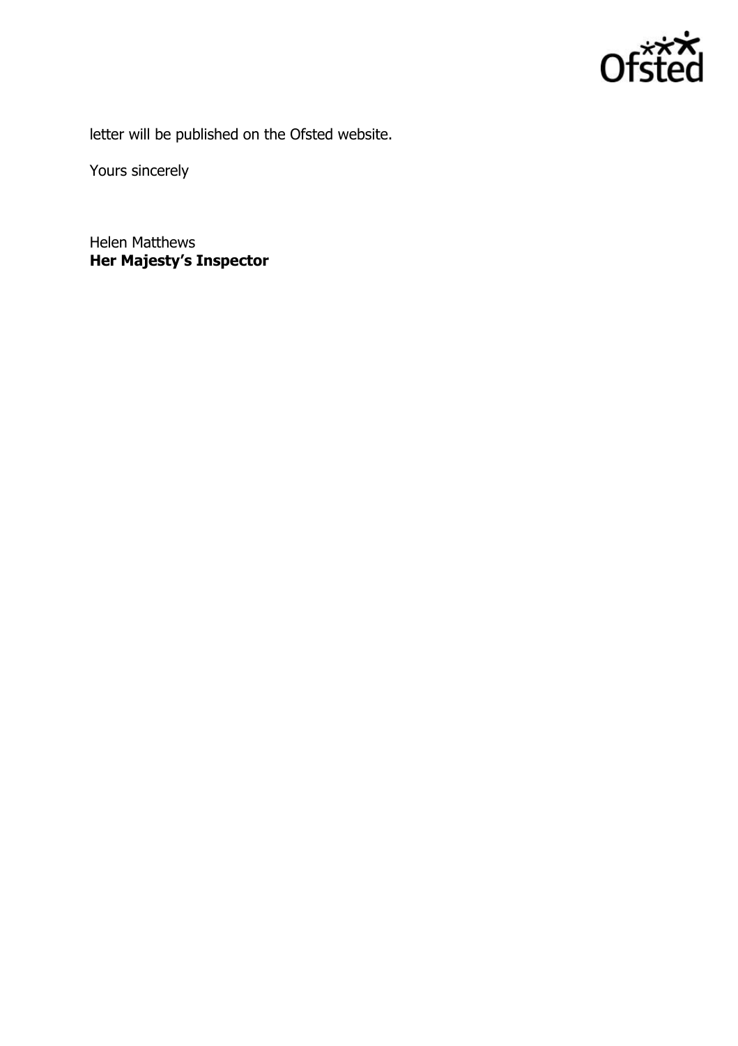letter will be published on the Ofsted website.

Yours sincerely

Helen Matthews
**Her Majesty's Inspector**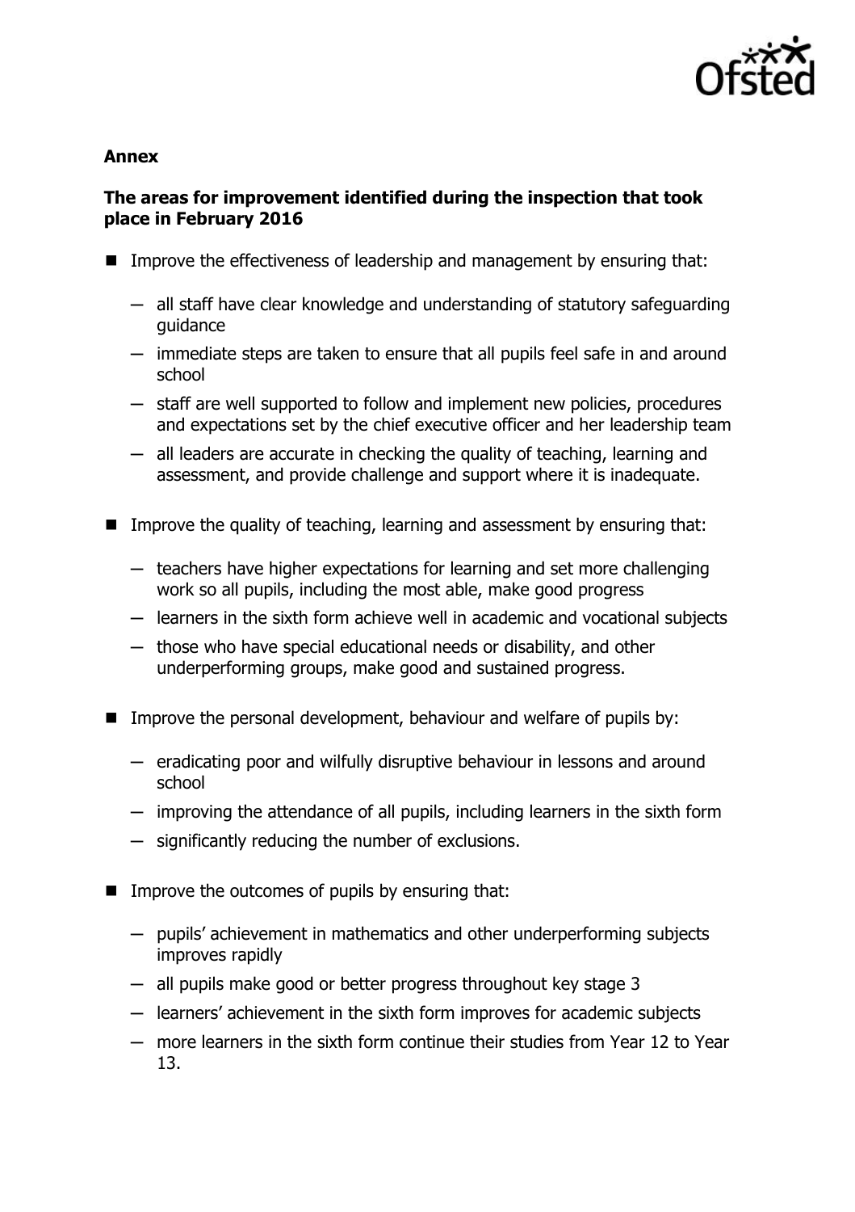**Annex**

**The areas for improvement identified during the inspection that took place in February 2016**

- Improve the effectiveness of leadership and management by ensuring that:
  - all staff have clear knowledge and understanding of statutory safeguarding guidance
  - immediate steps are taken to ensure that all pupils feel safe in and around school
  - staff are well supported to follow and implement new policies, procedures and expectations set by the chief executive officer and her leadership team
  - all leaders are accurate in checking the quality of teaching, learning and assessment, and provide challenge and support where it is inadequate.
- Improve the quality of teaching, learning and assessment by ensuring that:
  - teachers have higher expectations for learning and set more challenging work so all pupils, including the most able, make good progress
  - learners in the sixth form achieve well in academic and vocational subjects
  - those who have special educational needs or disability, and other underperforming groups, make good and sustained progress.
- Improve the personal development, behaviour and welfare of pupils by:
  - eradicating poor and wilfully disruptive behaviour in lessons and around school
  - improving the attendance of all pupils, including learners in the sixth form
  - significantly reducing the number of exclusions.
- Improve the outcomes of pupils by ensuring that:
  - pupils' achievement in mathematics and other underperforming subjects improves rapidly
  - all pupils make good or better progress throughout key stage 3
  - learners' achievement in the sixth form improves for academic subjects
  - more learners in the sixth form continue their studies from Year 12 to Year 13.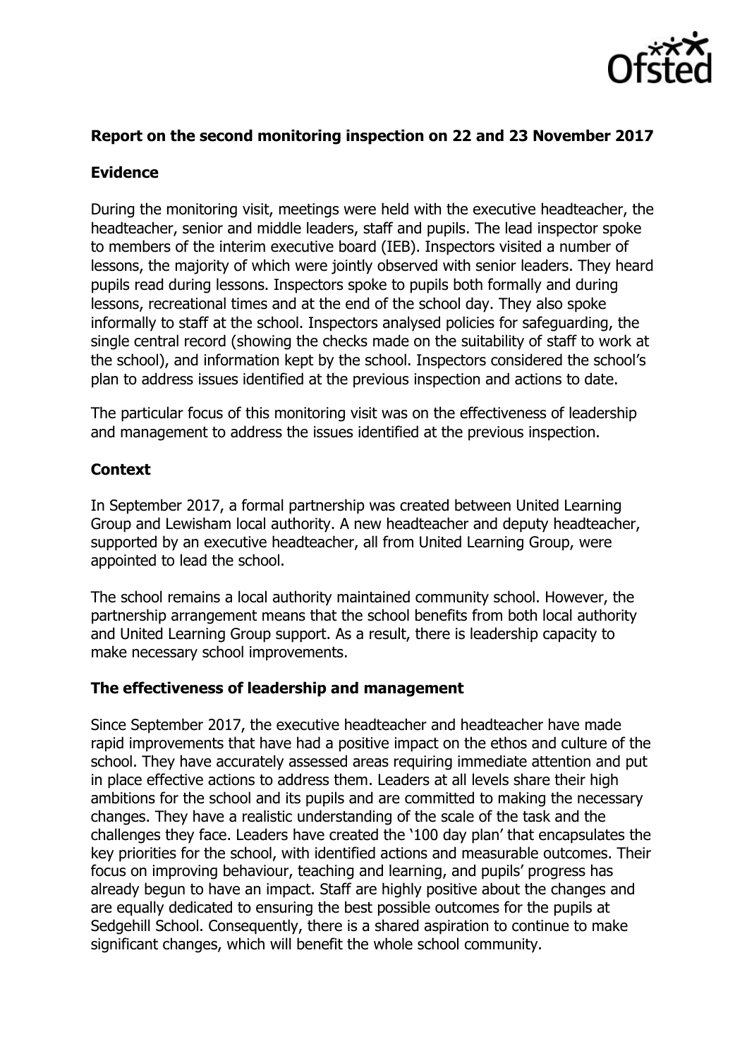**Report on the second monitoring inspection on 22 and 23 November 2017**

**Evidence**

During the monitoring visit, meetings were held with the executive headteacher, the headteacher, senior and middle leaders, staff and pupils. The lead inspector spoke to members of the interim executive board (IEB). Inspectors visited a number of lessons, the majority of which were jointly observed with senior leaders. They heard pupils read during lessons. Inspectors spoke to pupils both formally and during lessons, recreational times and at the end of the school day. They also spoke informally to staff at the school. Inspectors analysed policies for safeguarding, the single central record (showing the checks made on the suitability of staff to work at the school), and information kept by the school. Inspectors considered the school's plan to address issues identified at the previous inspection and actions to date.

The particular focus of this monitoring visit was on the effectiveness of leadership and management to address the issues identified at the previous inspection.

**Context**

In September 2017, a formal partnership was created between United Learning Group and Lewisham local authority. A new headteacher and deputy headteacher, supported by an executive headteacher, all from United Learning Group, were appointed to lead the school.

The school remains a local authority maintained community school. However, the partnership arrangement means that the school benefits from both local authority and United Learning Group support. As a result, there is leadership capacity to make necessary school improvements.

**The effectiveness of leadership and management**

Since September 2017, the executive headteacher and headteacher have made rapid improvements that have had a positive impact on the ethos and culture of the school. They have accurately assessed areas requiring immediate attention and put in place effective actions to address them. Leaders at all levels share their high ambitions for the school and its pupils and are committed to making the necessary changes. They have a realistic understanding of the scale of the task and the challenges they face. Leaders have created the '100 day plan' that encapsulates the key priorities for the school, with identified actions and measurable outcomes. Their focus on improving behaviour, teaching and learning, and pupils' progress has already begun to have an impact. Staff are highly positive about the changes and are equally dedicated to ensuring the best possible outcomes for the pupils at Sedgehill School. Consequently, there is a shared aspiration to continue to make significant changes, which will benefit the whole school community.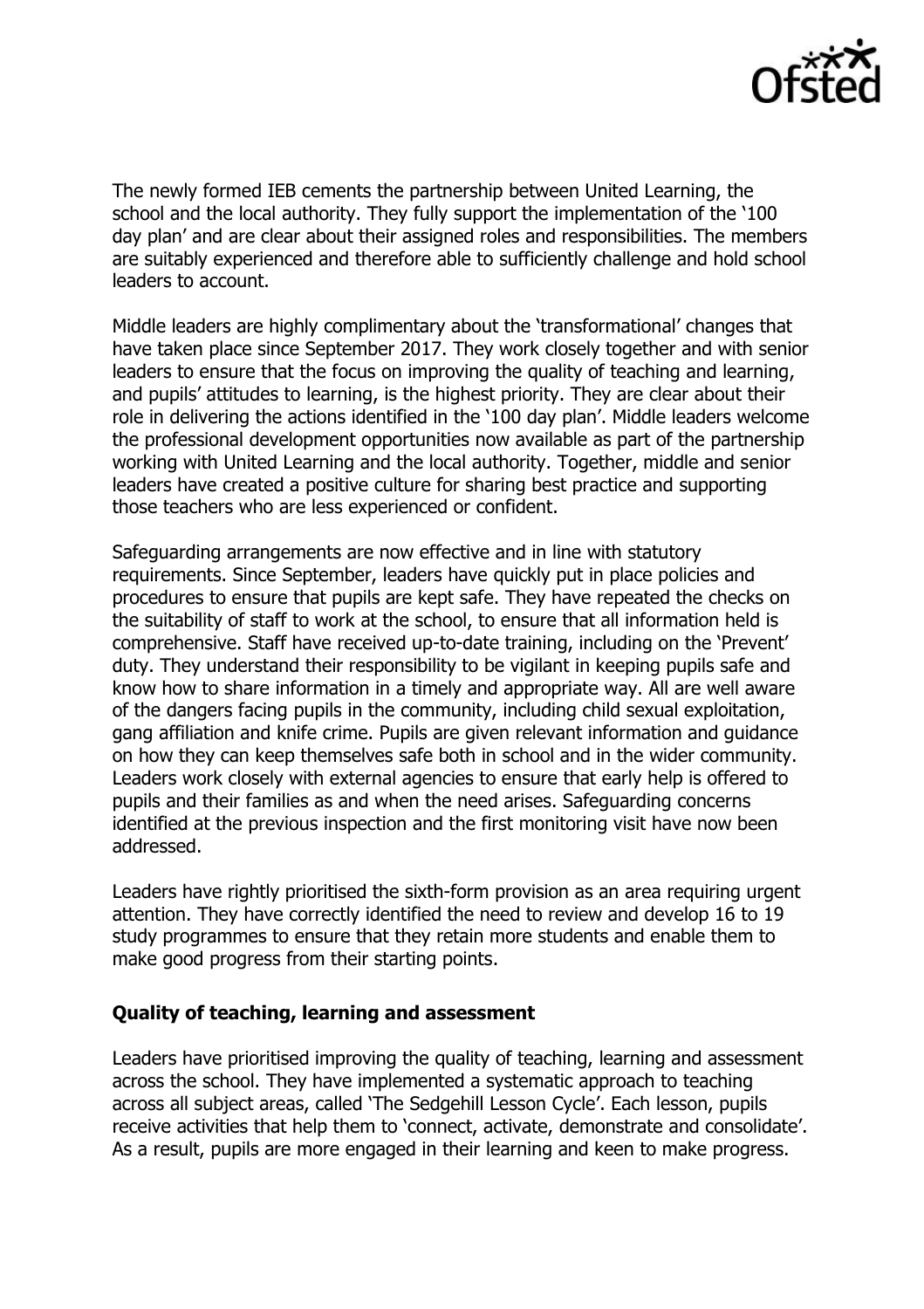The newly formed IEB cements the partnership between United Learning, the school and the local authority. They fully support the implementation of the '100 day plan' and are clear about their assigned roles and responsibilities. The members are suitably experienced and therefore able to sufficiently challenge and hold school leaders to account.

Middle leaders are highly complimentary about the 'transformational' changes that have taken place since September 2017. They work closely together and with senior leaders to ensure that the focus on improving the quality of teaching and learning, and pupils' attitudes to learning, is the highest priority. They are clear about their role in delivering the actions identified in the '100 day plan'. Middle leaders welcome the professional development opportunities now available as part of the partnership working with United Learning and the local authority. Together, middle and senior leaders have created a positive culture for sharing best practice and supporting those teachers who are less experienced or confident.

Safeguarding arrangements are now effective and in line with statutory requirements. Since September, leaders have quickly put in place policies and procedures to ensure that pupils are kept safe. They have repeated the checks on the suitability of staff to work at the school, to ensure that all information held is comprehensive. Staff have received up-to-date training, including on the 'Prevent' duty. They understand their responsibility to be vigilant in keeping pupils safe and know how to share information in a timely and appropriate way. All are well aware of the dangers facing pupils in the community, including child sexual exploitation, gang affiliation and knife crime. Pupils are given relevant information and guidance on how they can keep themselves safe both in school and in the wider community. Leaders work closely with external agencies to ensure that early help is offered to pupils and their families as and when the need arises. Safeguarding concerns identified at the previous inspection and the first monitoring visit have now been addressed.

Leaders have rightly prioritised the sixth-form provision as an area requiring urgent attention. They have correctly identified the need to review and develop 16 to 19 study programmes to ensure that they retain more students and enable them to make good progress from their starting points.

## Quality of teaching, learning and assessment

Leaders have prioritised improving the quality of teaching, learning and assessment across the school. They have implemented a systematic approach to teaching across all subject areas, called 'The Sedgehill Lesson Cycle'. Each lesson, pupils receive activities that help them to 'connect, activate, demonstrate and consolidate'. As a result, pupils are more engaged in their learning and keen to make progress.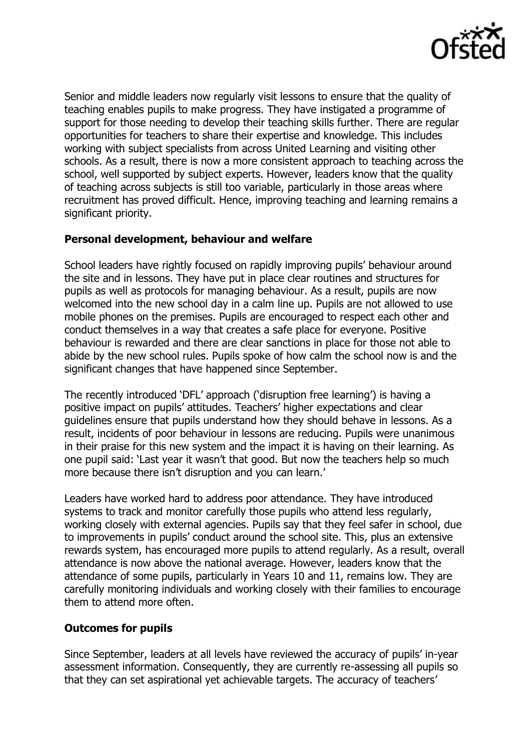Senior and middle leaders now regularly visit lessons to ensure that the quality of teaching enables pupils to make progress. They have instigated a programme of support for those needing to develop their teaching skills further. There are regular opportunities for teachers to share their expertise and knowledge. This includes working with subject specialists from across United Learning and visiting other schools. As a result, there is now a more consistent approach to teaching across the school, well supported by subject experts. However, leaders know that the quality of teaching across subjects is still too variable, particularly in those areas where recruitment has proved difficult. Hence, improving teaching and learning remains a significant priority.

**Personal development, behaviour and welfare**

School leaders have rightly focused on rapidly improving pupils' behaviour around the site and in lessons. They have put in place clear routines and structures for pupils as well as protocols for managing behaviour. As a result, pupils are now welcomed into the new school day in a calm line up. Pupils are not allowed to use mobile phones on the premises. Pupils are encouraged to respect each other and conduct themselves in a way that creates a safe place for everyone. Positive behaviour is rewarded and there are clear sanctions in place for those not able to abide by the new school rules. Pupils spoke of how calm the school now is and the significant changes that have happened since September.

The recently introduced 'DFL' approach ('disruption free learning') is having a positive impact on pupils' attitudes. Teachers' higher expectations and clear guidelines ensure that pupils understand how they should behave in lessons. As a result, incidents of poor behaviour in lessons are reducing. Pupils were unanimous in their praise for this new system and the impact it is having on their learning. As one pupil said: 'Last year it wasn't that good. But now the teachers help so much more because there isn't disruption and you can learn.'

Leaders have worked hard to address poor attendance. They have introduced systems to track and monitor carefully those pupils who attend less regularly, working closely with external agencies. Pupils say that they feel safer in school, due to improvements in pupils' conduct around the school site. This, plus an extensive rewards system, has encouraged more pupils to attend regularly. As a result, overall attendance is now above the national average. However, leaders know that the attendance of some pupils, particularly in Years 10 and 11, remains low. They are carefully monitoring individuals and working closely with their families to encourage them to attend more often.

**Outcomes for pupils**

Since September, leaders at all levels have reviewed the accuracy of pupils' in-year assessment information. Consequently, they are currently re-assessing all pupils so that they can set aspirational yet achievable targets. The accuracy of teachers'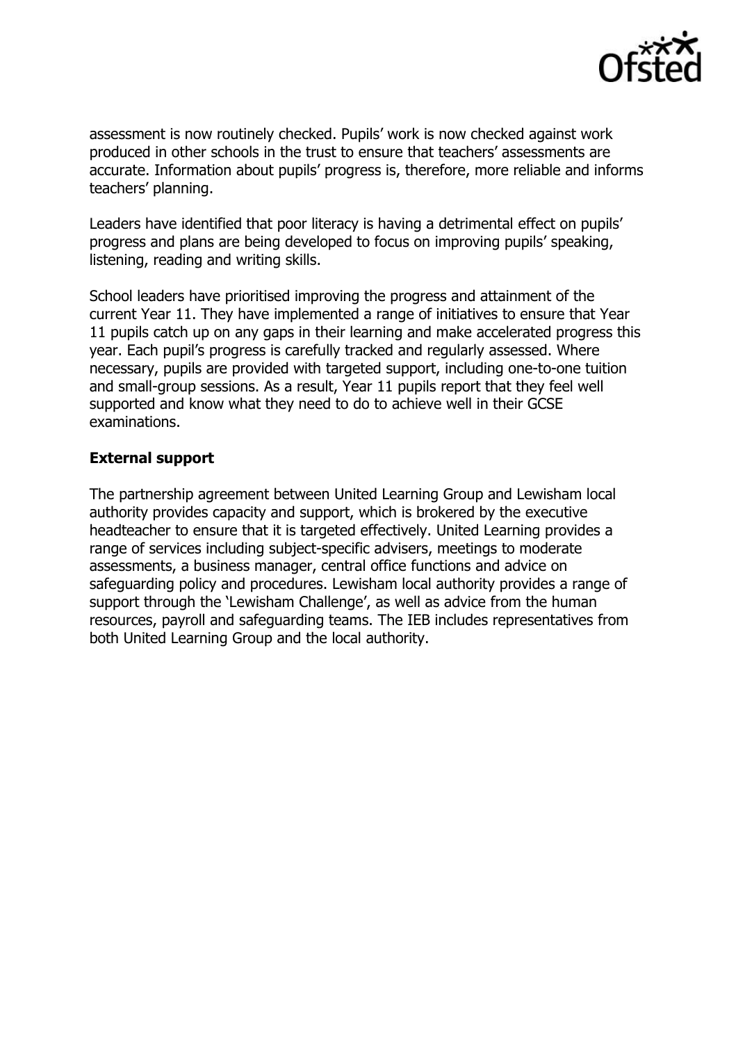assessment is now routinely checked. Pupils' work is now checked against work produced in other schools in the trust to ensure that teachers' assessments are accurate. Information about pupils' progress is, therefore, more reliable and informs teachers' planning.

Leaders have identified that poor literacy is having a detrimental effect on pupils' progress and plans are being developed to focus on improving pupils' speaking, listening, reading and writing skills.

School leaders have prioritised improving the progress and attainment of the current Year 11. They have implemented a range of initiatives to ensure that Year 11 pupils catch up on any gaps in their learning and make accelerated progress this year. Each pupil's progress is carefully tracked and regularly assessed. Where necessary, pupils are provided with targeted support, including one-to-one tuition and small-group sessions. As a result, Year 11 pupils report that they feel well supported and know what they need to do to achieve well in their GCSE examinations.

**External support**

The partnership agreement between United Learning Group and Lewisham local authority provides capacity and support, which is brokered by the executive headteacher to ensure that it is targeted effectively. United Learning provides a range of services including subject-specific advisers, meetings to moderate assessments, a business manager, central office functions and advice on safeguarding policy and procedures. Lewisham local authority provides a range of support through the 'Lewisham Challenge', as well as advice from the human resources, payroll and safeguarding teams. The IEB includes representatives from both United Learning Group and the local authority.